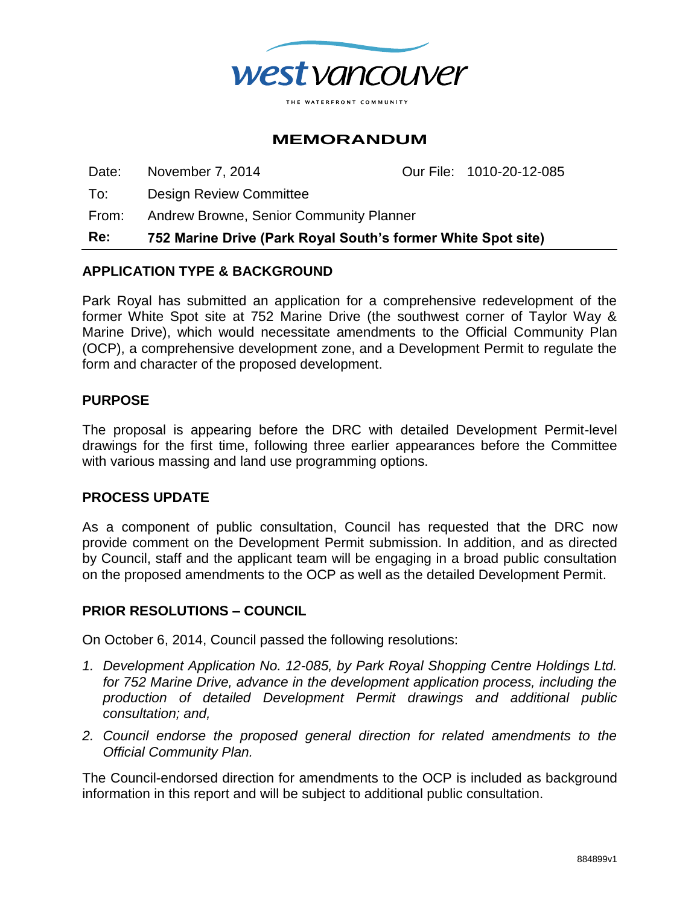west vancouver

THE WATERFRONT COMMUNITY

# MEMORANDUM

Date: November 7, 2014 Our File: 1010-20-12-085

To: Design Review Committee

From: Andrew Browne, Senior Community Planner

**Re: 752 Marine Drive (Park Royal South's former White Spot site)**

## APPLICATION TYPE & BACKGROUND

Park Royal has submitted an application for a comprehensive redevelopment of the former White Spot site at 752 Marine Drive (the southwest corner of Taylor Way & Marine Drive), which would necessitate amendments to the Official Community Plan (OCP), a comprehensive development zone, and a Development Permit to regulate the form and character of the proposed development.

## PURPOSE

The proposal is appearing before the DRC with detailed Development Permit-level drawings for the first time, following three earlier appearances before the Committee with various massing and land use programming options.

## PROCESS UPDATE

As a component of public consultation, Council has requested that the DRC now provide comment on the Development Permit submission. In addition, and as directed by Council, staff and the applicant team will be engaging in a broad public consultation on the proposed amendments to the OCP as well as the detailed Development Permit.

## PRIOR RESOLUTIONS – COUNCIL

On October 6, 2014, Council passed the following resolutions:

1. *Development Application No. 12-085, by Park Royal Shopping Centre Holdings Ltd. for 752 Marine Drive, advance in the development application process, including the production of detailed Development Permit drawings and additional public consultation; and,*
2. *Council endorse the proposed general direction for related amendments to the Official Community Plan.*

The Council-endorsed direction for amendments to the OCP is included as background information in this report and will be subject to additional public consultation.

884899v1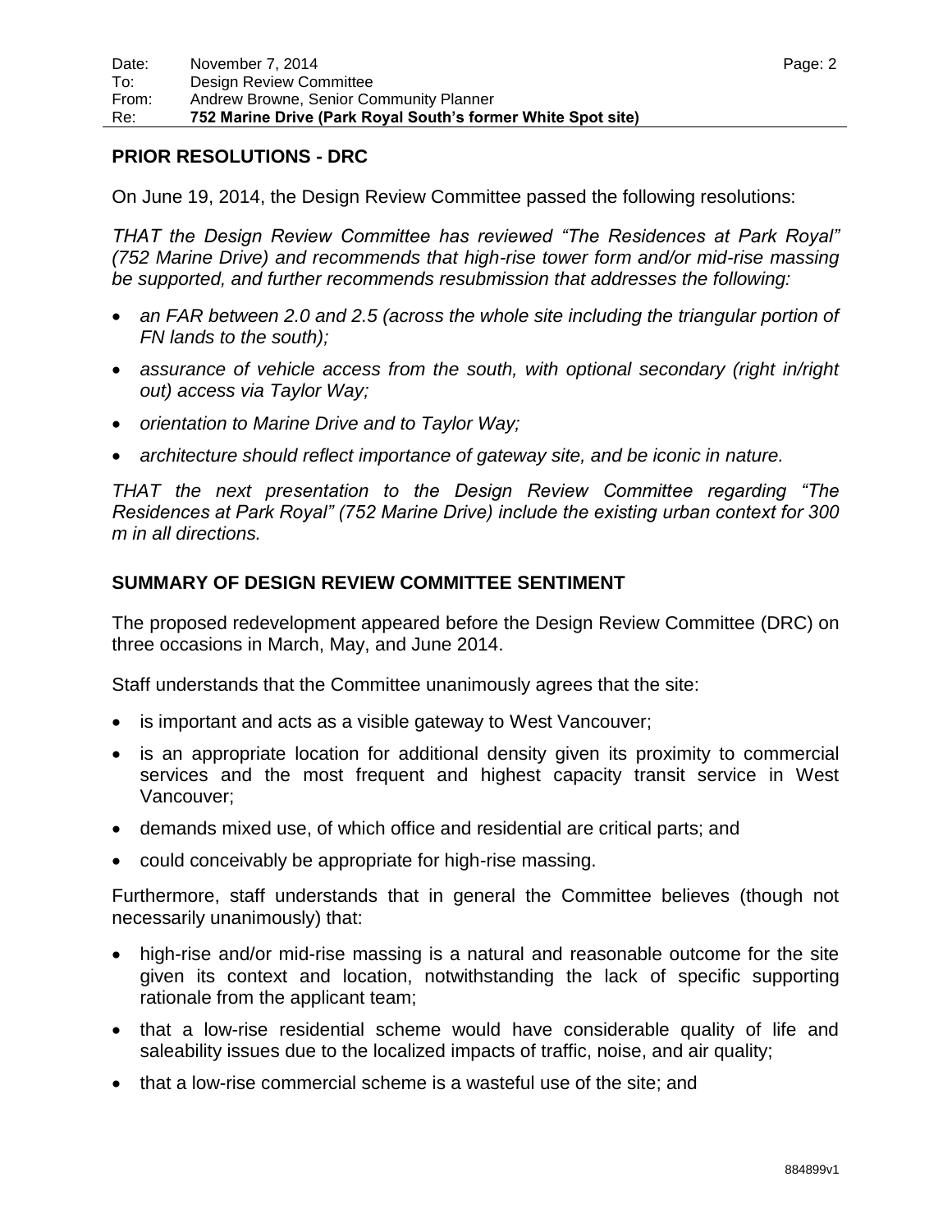## PRIOR RESOLUTIONS - DRC

On June 19, 2014, the Design Review Committee passed the following resolutions:

*THAT the Design Review Committee has reviewed "The Residences at Park Royal" (752 Marine Drive) and recommends that high-rise tower form and/or mid-rise massing be supported, and further recommends resubmission that addresses the following:*

- *an FAR between 2.0 and 2.5 (across the whole site including the triangular portion of FN lands to the south);*
- *assurance of vehicle access from the south, with optional secondary (right in/right out) access via Taylor Way;*
- *orientation to Marine Drive and to Taylor Way;*
- *architecture should reflect importance of gateway site, and be iconic in nature.*

*THAT the next presentation to the Design Review Committee regarding "The Residences at Park Royal" (752 Marine Drive) include the existing urban context for 300 m in all directions.*

## SUMMARY OF DESIGN REVIEW COMMITTEE SENTIMENT

The proposed redevelopment appeared before the Design Review Committee (DRC) on three occasions in March, May, and June 2014.

Staff understands that the Committee unanimously agrees that the site:

- is important and acts as a visible gateway to West Vancouver;
- is an appropriate location for additional density given its proximity to commercial services and the most frequent and highest capacity transit service in West Vancouver;
- demands mixed use, of which office and residential are critical parts; and
- could conceivably be appropriate for high-rise massing.

Furthermore, staff understands that in general the Committee believes (though not necessarily unanimously) that:

- high-rise and/or mid-rise massing is a natural and reasonable outcome for the site given its context and location, notwithstanding the lack of specific supporting rationale from the applicant team;
- that a low-rise residential scheme would have considerable quality of life and saleability issues due to the localized impacts of traffic, noise, and air quality;
- that a low-rise commercial scheme is a wasteful use of the site; and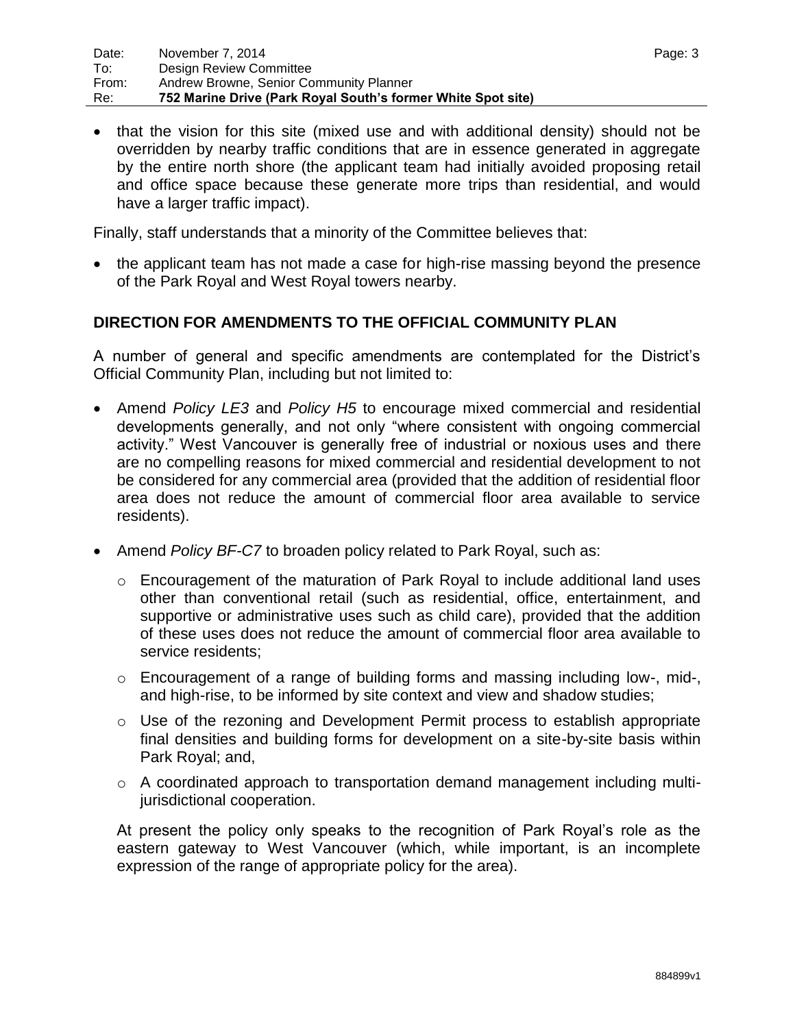- that the vision for this site (mixed use and with additional density) should not be overridden by nearby traffic conditions that are in essence generated in aggregate by the entire north shore (the applicant team had initially avoided proposing retail and office space because these generate more trips than residential, and would have a larger traffic impact).

Finally, staff understands that a minority of the Committee believes that:

- the applicant team has not made a case for high-rise massing beyond the presence of the Park Royal and West Royal towers nearby.

## DIRECTION FOR AMENDMENTS TO THE OFFICIAL COMMUNITY PLAN

A number of general and specific amendments are contemplated for the District's Official Community Plan, including but not limited to:

- Amend *Policy LE3* and *Policy H5* to encourage mixed commercial and residential developments generally, and not only "where consistent with ongoing commercial activity." West Vancouver is generally free of industrial or noxious uses and there are no compelling reasons for mixed commercial and residential development to not be considered for any commercial area (provided that the addition of residential floor area does not reduce the amount of commercial floor area available to service residents).

- Amend *Policy BF-C7* to broaden policy related to Park Royal, such as:
  - Encouragement of the maturation of Park Royal to include additional land uses other than conventional retail (such as residential, office, entertainment, and supportive or administrative uses such as child care), provided that the addition of these uses does not reduce the amount of commercial floor area available to service residents;
  - Encouragement of a range of building forms and massing including low-, mid-, and high-rise, to be informed by site context and view and shadow studies;
  - Use of the rezoning and Development Permit process to establish appropriate final densities and building forms for development on a site-by-site basis within Park Royal; and,
  - A coordinated approach to transportation demand management including multi-jurisdictional cooperation.

  At present the policy only speaks to the recognition of Park Royal's role as the eastern gateway to West Vancouver (which, while important, is an incomplete expression of the range of appropriate policy for the area).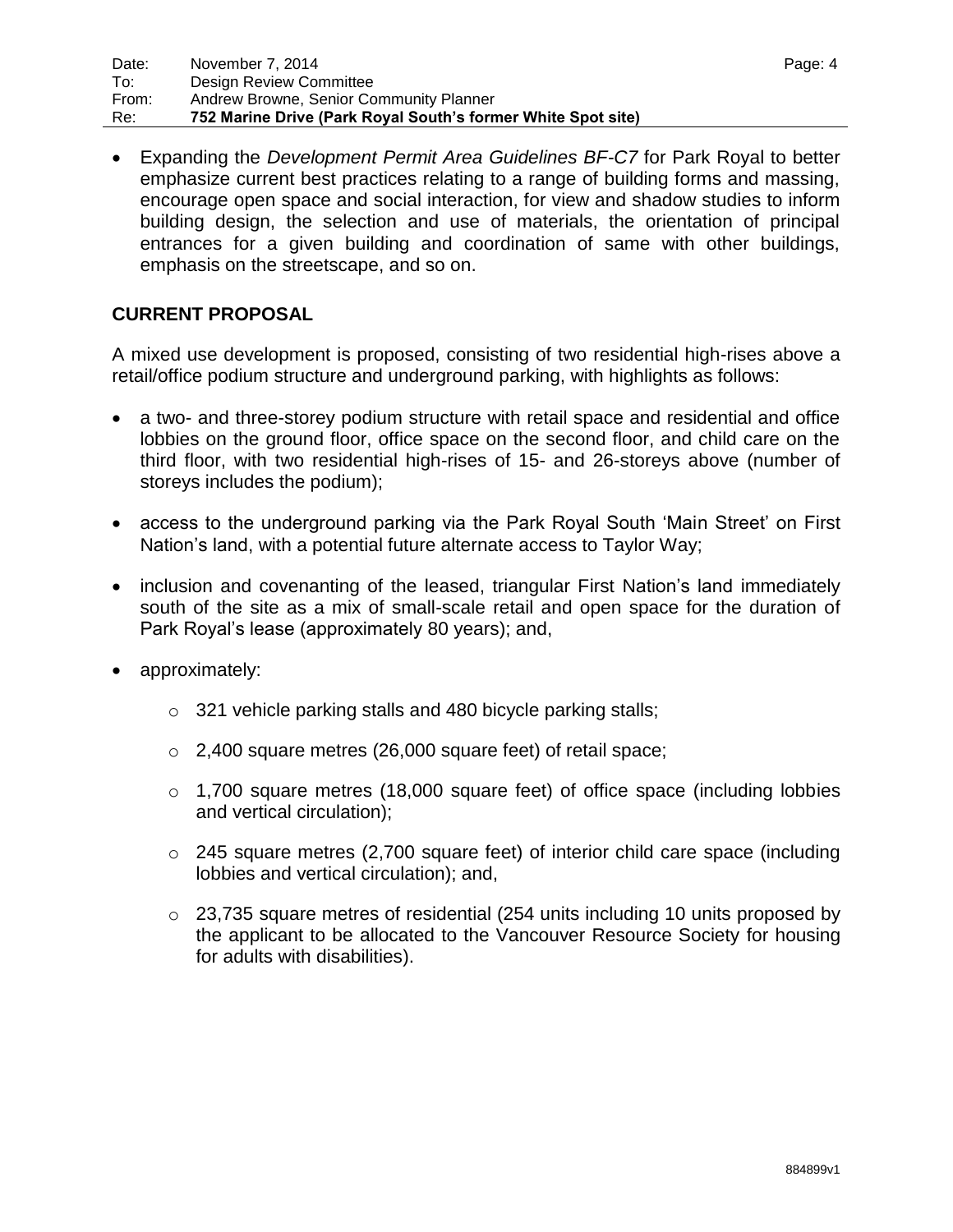- Expanding the *Development Permit Area Guidelines BF-C7* for Park Royal to better emphasize current best practices relating to a range of building forms and massing, encourage open space and social interaction, for view and shadow studies to inform building design, the selection and use of materials, the orientation of principal entrances for a given building and coordination of same with other buildings, emphasis on the streetscape, and so on.

## CURRENT PROPOSAL

A mixed use development is proposed, consisting of two residential high-rises above a retail/office podium structure and underground parking, with highlights as follows:

- a two- and three-storey podium structure with retail space and residential and office lobbies on the ground floor, office space on the second floor, and child care on the third floor, with two residential high-rises of 15- and 26-storeys above (number of storeys includes the podium);
- access to the underground parking via the Park Royal South 'Main Street' on First Nation's land, with a potential future alternate access to Taylor Way;
- inclusion and covenanting of the leased, triangular First Nation's land immediately south of the site as a mix of small-scale retail and open space for the duration of Park Royal's lease (approximately 80 years); and,
- approximately:
  - 321 vehicle parking stalls and 480 bicycle parking stalls;
  - 2,400 square metres (26,000 square feet) of retail space;
  - 1,700 square metres (18,000 square feet) of office space (including lobbies and vertical circulation);
  - 245 square metres (2,700 square feet) of interior child care space (including lobbies and vertical circulation); and,
  - 23,735 square metres of residential (254 units including 10 units proposed by the applicant to be allocated to the Vancouver Resource Society for housing for adults with disabilities).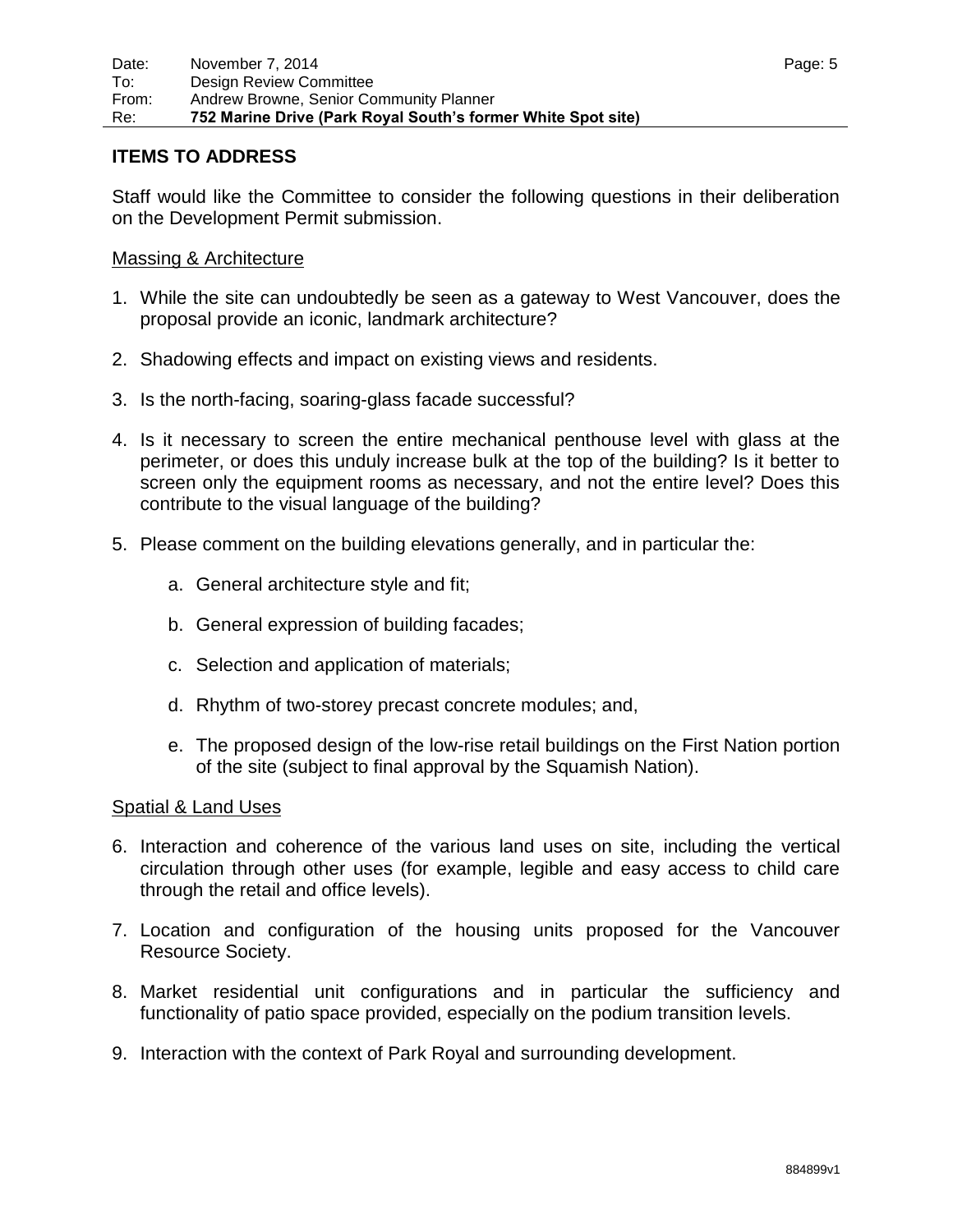## ITEMS TO ADDRESS

Staff would like the Committee to consider the following questions in their deliberation on the Development Permit submission.

### Massing & Architecture

1. While the site can undoubtedly be seen as a gateway to West Vancouver, does the proposal provide an iconic, landmark architecture?

2. Shadowing effects and impact on existing views and residents.

3. Is the north-facing, soaring-glass facade successful?

4. Is it necessary to screen the entire mechanical penthouse level with glass at the perimeter, or does this unduly increase bulk at the top of the building? Is it better to screen only the equipment rooms as necessary, and not the entire level? Does this contribute to the visual language of the building?

5. Please comment on the building elevations generally, and in particular the:

    a. General architecture style and fit;

    b. General expression of building facades;

    c. Selection and application of materials;

    d. Rhythm of two-storey precast concrete modules; and,

    e. The proposed design of the low-rise retail buildings on the First Nation portion of the site (subject to final approval by the Squamish Nation).

### Spatial & Land Uses

6. Interaction and coherence of the various land uses on site, including the vertical circulation through other uses (for example, legible and easy access to child care through the retail and office levels).

7. Location and configuration of the housing units proposed for the Vancouver Resource Society.

8. Market residential unit configurations and in particular the sufficiency and functionality of patio space provided, especially on the podium transition levels.

9. Interaction with the context of Park Royal and surrounding development.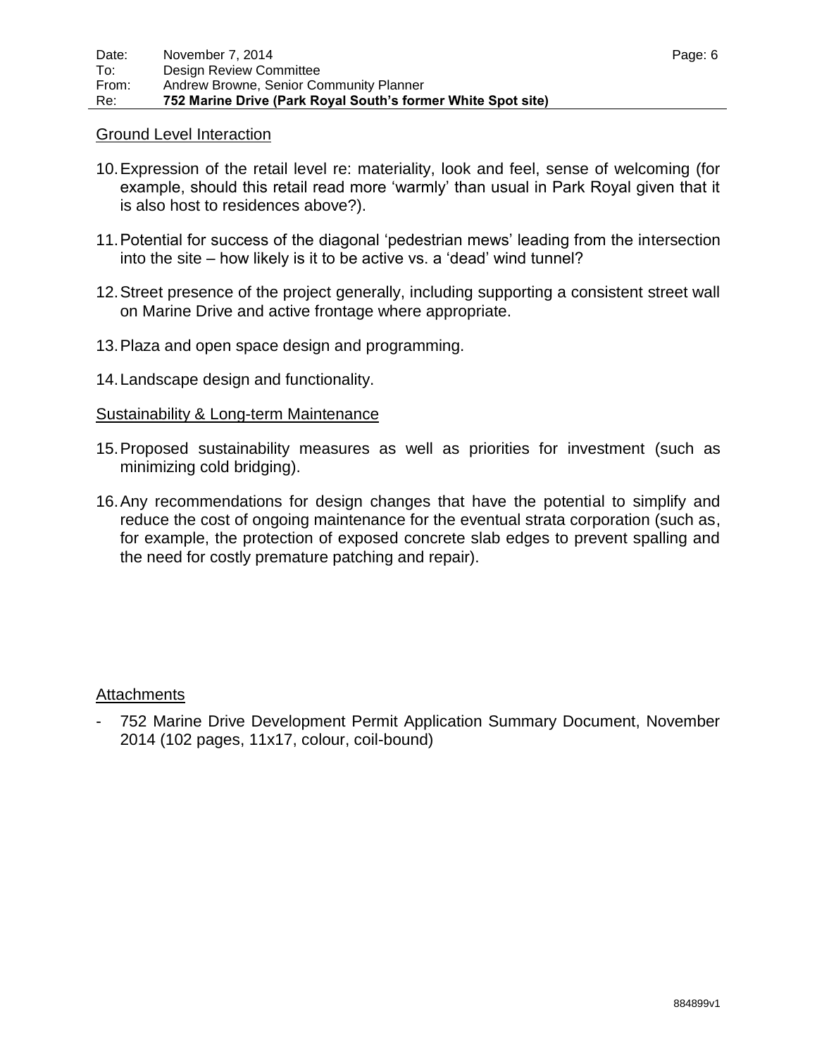Ground Level Interaction

10. Expression of the retail level re: materiality, look and feel, sense of welcoming (for example, should this retail read more 'warmly' than usual in Park Royal given that it is also host to residences above?).

11. Potential for success of the diagonal 'pedestrian mews' leading from the intersection into the site – how likely is it to be active vs. a 'dead' wind tunnel?

12. Street presence of the project generally, including supporting a consistent street wall on Marine Drive and active frontage where appropriate.

13. Plaza and open space design and programming.

14. Landscape design and functionality.

Sustainability & Long-term Maintenance

15. Proposed sustainability measures as well as priorities for investment (such as minimizing cold bridging).

16. Any recommendations for design changes that have the potential to simplify and reduce the cost of ongoing maintenance for the eventual strata corporation (such as, for example, the protection of exposed concrete slab edges to prevent spalling and the need for costly premature patching and repair).

Attachments

- 752 Marine Drive Development Permit Application Summary Document, November 2014 (102 pages, 11x17, colour, coil-bound)